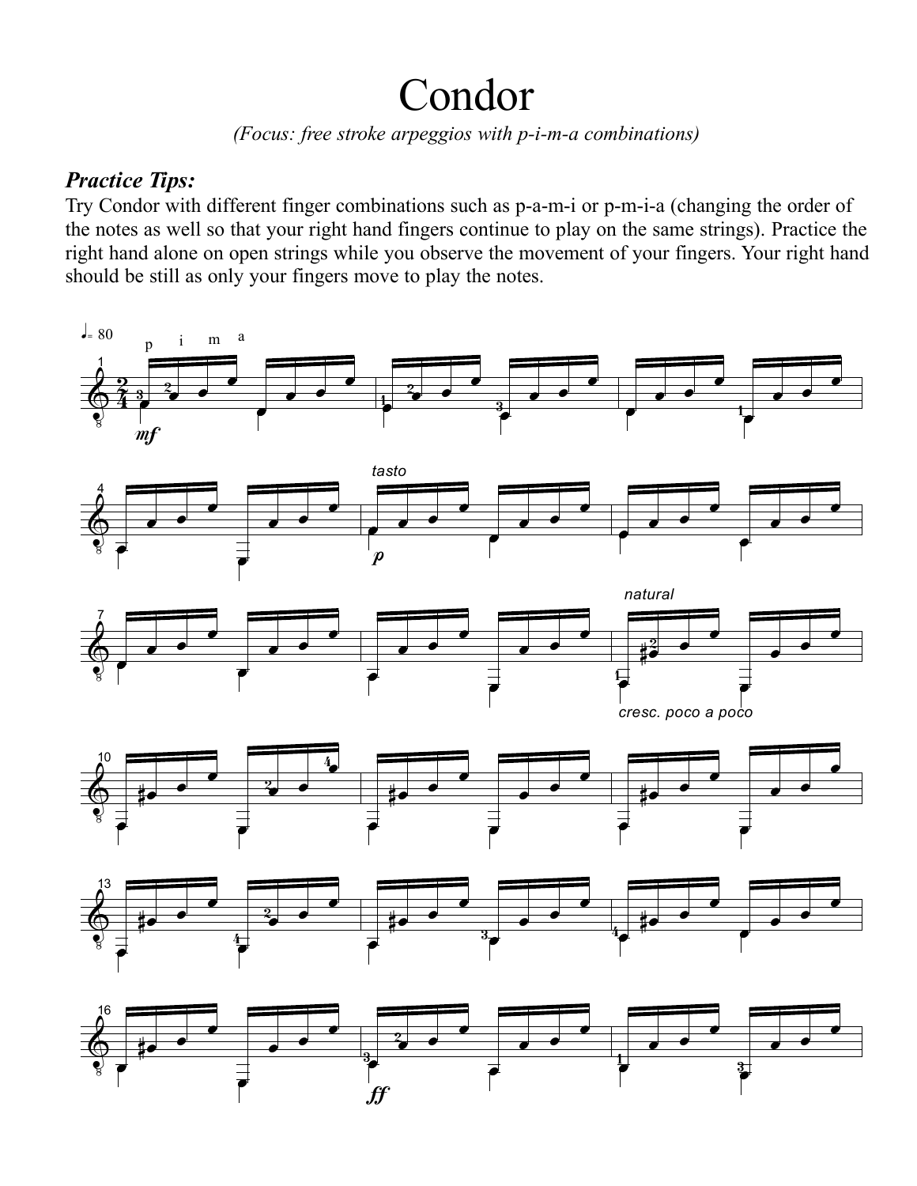# Condor

*(Focus: free stroke arpeggios with p-i-m-a combinations)*

### *Practice Tips:*

Try Condor with different finger combinations such as p-a-m-i or p-m-i-a (changing the order of the notes as well so that your right hand fingers continue to play on the same strings). Practice the right hand alone on open strings while you observe the movement of your fingers. Your right hand should be still as only your fingers move to play the notes.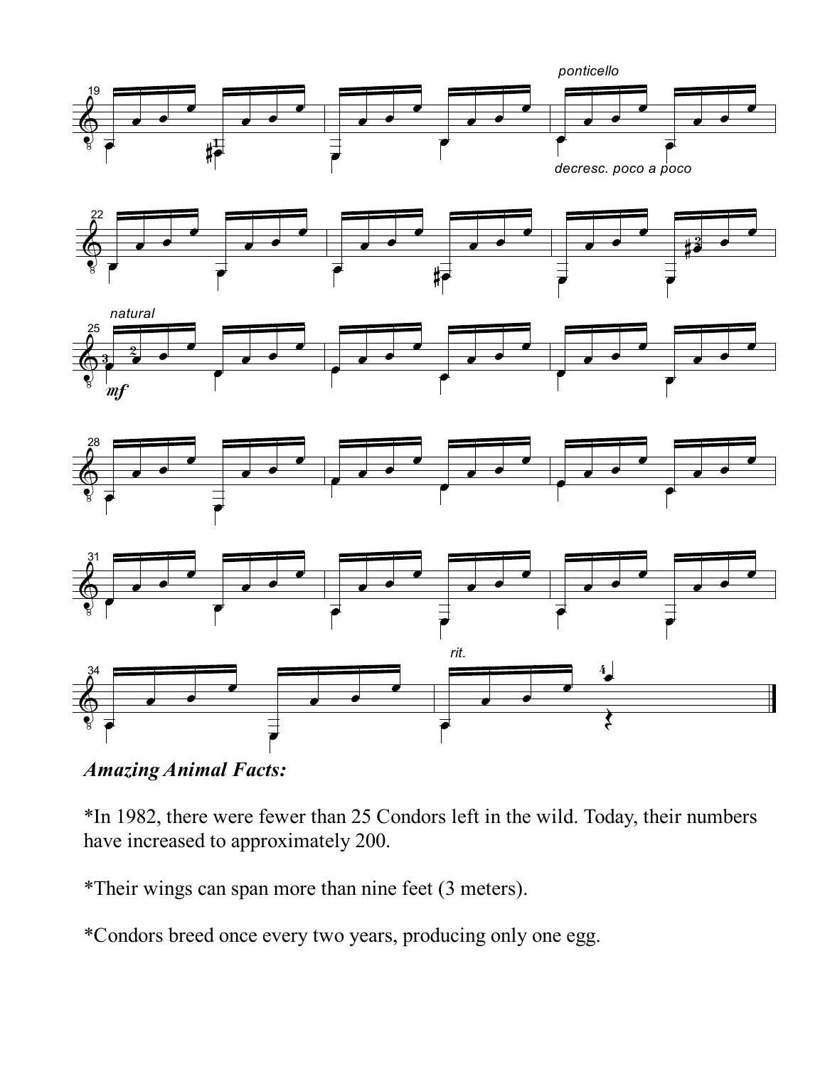***Amazing Animal Facts:***

*In 1982, there were fewer than 25 Condors left in the wild. Today, their numbers have increased to approximately 200.

*Their wings can span more than nine feet (3 meters).

*Condors breed once every two years, producing only one egg.